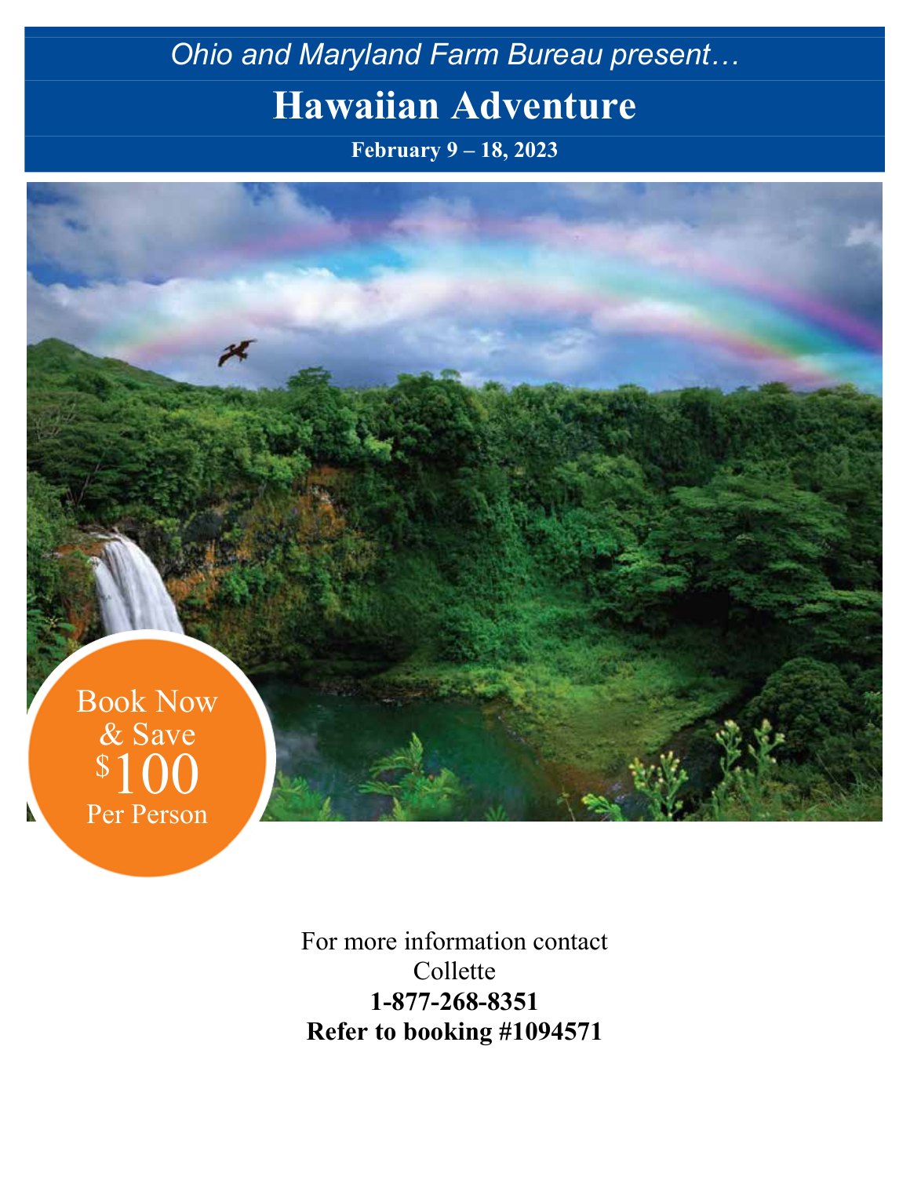*Ohio and Maryland Farm Bureau present…*

# Hawaiian Adventure

**February 9 – 18, 2023**

Book Now & Save $100 Per Person

For more information contact
Collette
**1-877-268-8351**
**Refer to booking #1094571**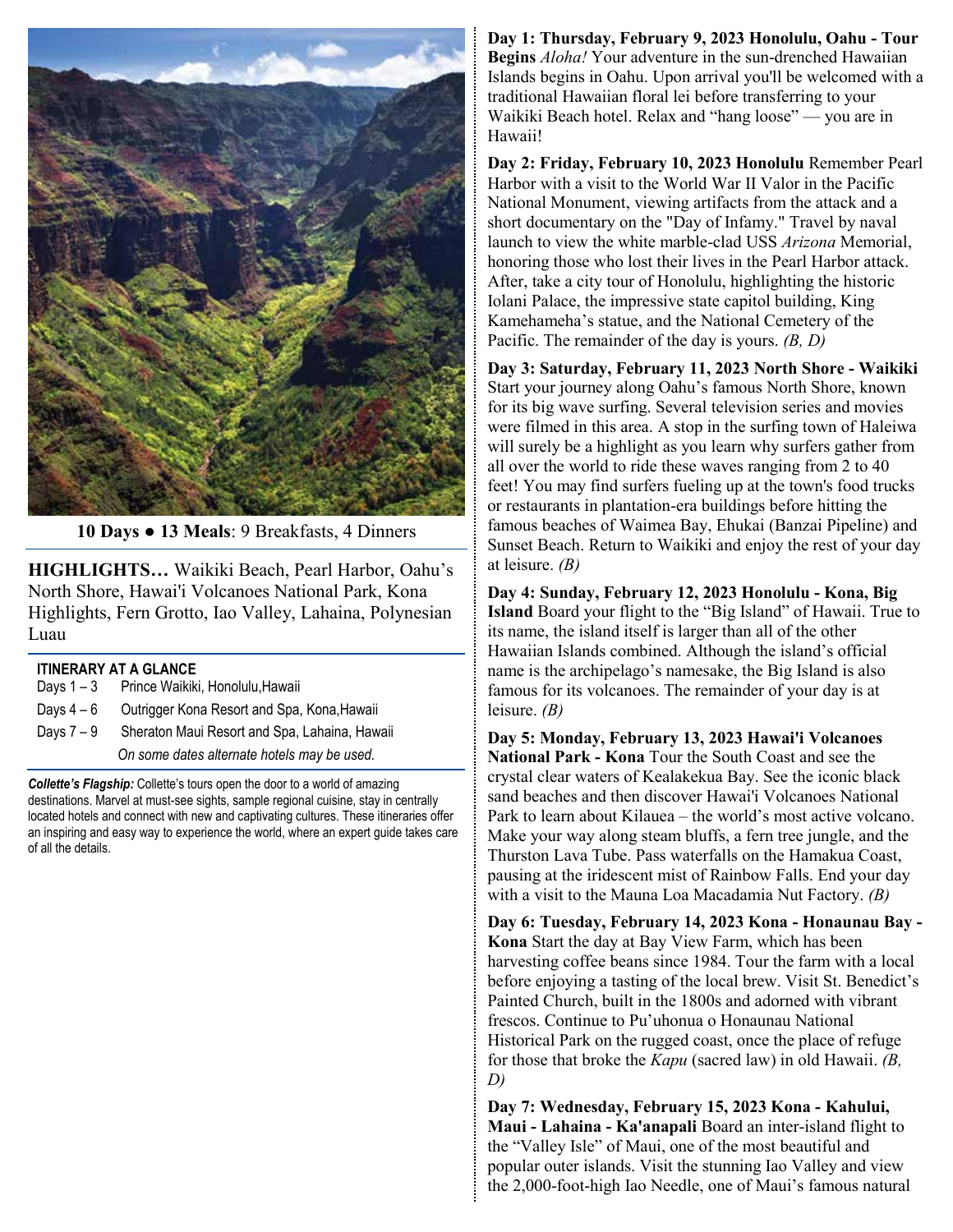**10 Days ● 13 Meals**: 9 Breakfasts, 4 Dinners

**HIGHLIGHTS…** Waikiki Beach, Pearl Harbor, Oahu's North Shore, Hawai'i Volcanoes National Park, Kona Highlights, Fern Grotto, Iao Valley, Lahaina, Polynesian Luau

**ITINERARY AT A GLANCE**

| | |
|---|---|
| Days 1 – 3 | Prince Waikiki, Honolulu,Hawaii |
| Days 4 – 6 | Outrigger Kona Resort and Spa, Kona,Hawaii |
| Days 7 – 9 | Sheraton Maui Resort and Spa, Lahaina, Hawaii |

*On some dates alternate hotels may be used.*

***Collette's Flagship:*** Collette's tours open the door to a world of amazing destinations. Marvel at must-see sights, sample regional cuisine, stay in centrally located hotels and connect with new and captivating cultures. These itineraries offer an inspiring and easy way to experience the world, where an expert guide takes care of all the details.

**Day 1: Thursday, February 9, 2023 Honolulu, Oahu - Tour Begins** *Aloha!* Your adventure in the sun-drenched Hawaiian Islands begins in Oahu. Upon arrival you'll be welcomed with a traditional Hawaiian floral lei before transferring to your Waikiki Beach hotel. Relax and "hang loose" — you are in Hawaii!

**Day 2: Friday, February 10, 2023 Honolulu** Remember Pearl Harbor with a visit to the World War II Valor in the Pacific National Monument, viewing artifacts from the attack and a short documentary on the "Day of Infamy." Travel by naval launch to view the white marble-clad USS *Arizona* Memorial, honoring those who lost their lives in the Pearl Harbor attack. After, take a city tour of Honolulu, highlighting the historic Iolani Palace, the impressive state capitol building, King Kamehameha's statue, and the National Cemetery of the Pacific. The remainder of the day is yours. *(B, D)*

**Day 3: Saturday, February 11, 2023 North Shore - Waikiki** Start your journey along Oahu's famous North Shore, known for its big wave surfing. Several television series and movies were filmed in this area. A stop in the surfing town of Haleiwa will surely be a highlight as you learn why surfers gather from all over the world to ride these waves ranging from 2 to 40 feet! You may find surfers fueling up at the town's food trucks or restaurants in plantation-era buildings before hitting the famous beaches of Waimea Bay, Ehukai (Banzai Pipeline) and Sunset Beach. Return to Waikiki and enjoy the rest of your day at leisure. *(B)*

**Day 4: Sunday, February 12, 2023 Honolulu - Kona, Big Island** Board your flight to the "Big Island" of Hawaii. True to its name, the island itself is larger than all of the other Hawaiian Islands combined. Although the island's official name is the archipelago's namesake, the Big Island is also famous for its volcanoes. The remainder of your day is at leisure. *(B)*

**Day 5: Monday, February 13, 2023 Hawai'i Volcanoes National Park - Kona** Tour the South Coast and see the crystal clear waters of Kealakekua Bay. See the iconic black sand beaches and then discover Hawai'i Volcanoes National Park to learn about Kilauea – the world's most active volcano. Make your way along steam bluffs, a fern tree jungle, and the Thurston Lava Tube. Pass waterfalls on the Hamakua Coast, pausing at the iridescent mist of Rainbow Falls. End your day with a visit to the Mauna Loa Macadamia Nut Factory. *(B)*

**Day 6: Tuesday, February 14, 2023 Kona - Honaunau Bay - Kona** Start the day at Bay View Farm, which has been harvesting coffee beans since 1984. Tour the farm with a local before enjoying a tasting of the local brew. Visit St. Benedict's Painted Church, built in the 1800s and adorned with vibrant frescos. Continue to Pu'uhonua o Honaunau National Historical Park on the rugged coast, once the place of refuge for those that broke the *Kapu* (sacred law) in old Hawaii. *(B, D)*

**Day 7: Wednesday, February 15, 2023 Kona - Kahului, Maui - Lahaina - Ka'anapali** Board an inter-island flight to the "Valley Isle" of Maui, one of the most beautiful and popular outer islands. Visit the stunning Iao Valley and view the 2,000-foot-high Iao Needle, one of Maui's famous natural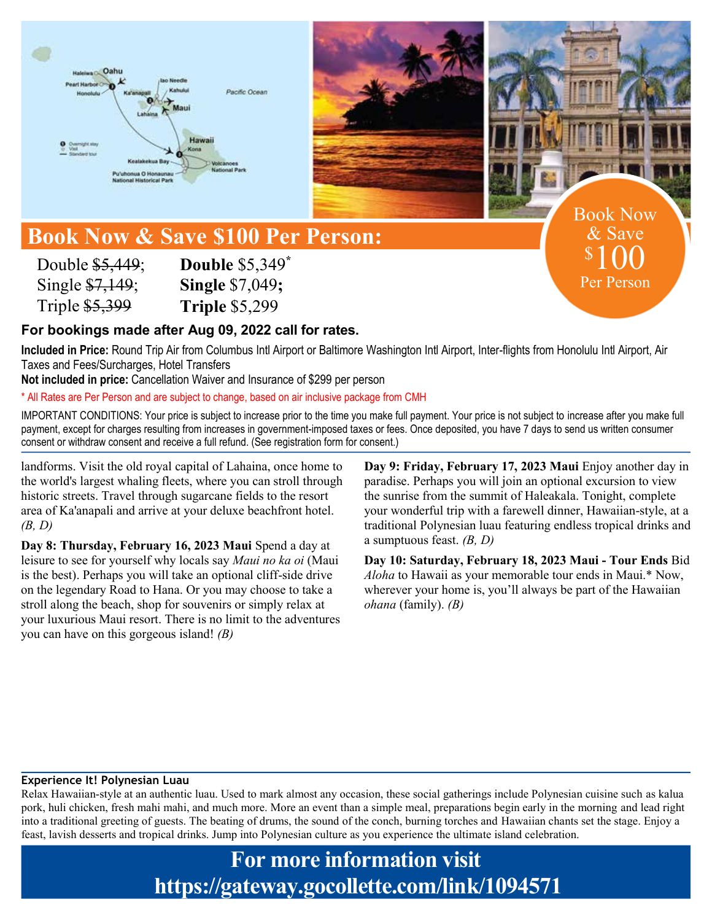## Book Now & Save $100 Per Person:

Book Now & Save $100 Per Person

| | |
|---|---|
| Double ~~$5,449~~; | **Double** $5,349* |
| Single ~~$7,149~~; | **Single** $7,049**;** |
| Triple ~~$5,399~~ | **Triple** $5,299 |

**For bookings made after Aug 09, 2022 call for rates.**

**Included in Price:** Round Trip Air from Columbus Intl Airport or Baltimore Washington Intl Airport, Inter-flights from Honolulu Intl Airport, Air Taxes and Fees/Surcharges, Hotel Transfers

**Not included in price:** Cancellation Waiver and Insurance of $299 per person

* All Rates are Per Person and are subject to change, based on air inclusive package from CMH

IMPORTANT CONDITIONS: Your price is subject to increase prior to the time you make full payment. Your price is not subject to increase after you make full payment, except for charges resulting from increases in government-imposed taxes or fees. Once deposited, you have 7 days to send us written consumer consent or withdraw consent and receive a full refund. (See registration form for consent.)

landforms. Visit the old royal capital of Lahaina, once home to the world's largest whaling fleets, where you can stroll through historic streets. Travel through sugarcane fields to the resort area of Ka'anapali and arrive at your deluxe beachfront hotel. *(B, D)*

**Day 8: Thursday, February 16, 2023 Maui** Spend a day at leisure to see for yourself why locals say *Maui no ka oi* (Maui is the best). Perhaps you will take an optional cliff-side drive on the legendary Road to Hana. Or you may choose to take a stroll along the beach, shop for souvenirs or simply relax at your luxurious Maui resort. There is no limit to the adventures you can have on this gorgeous island! *(B)*

**Day 9: Friday, February 17, 2023 Maui** Enjoy another day in paradise. Perhaps you will join an optional excursion to view the sunrise from the summit of Haleakala. Tonight, complete your wonderful trip with a farewell dinner, Hawaiian-style, at a traditional Polynesian luau featuring endless tropical drinks and a sumptuous feast. *(B, D)*

**Day 10: Saturday, February 18, 2023 Maui - Tour Ends** Bid *Aloha* to Hawaii as your memorable tour ends in Maui.* Now, wherever your home is, you'll always be part of the Hawaiian *ohana* (family). *(B)*

**Experience It! Polynesian Luau**

Relax Hawaiian-style at an authentic luau. Used to mark almost any occasion, these social gatherings include Polynesian cuisine such as kalua pork, huli chicken, fresh mahi mahi, and much more. More an event than a simple meal, preparations begin early in the morning and lead right into a traditional greeting of guests. The beating of drums, the sound of the conch, burning torches and Hawaiian chants set the stage. Enjoy a feast, lavish desserts and tropical drinks. Jump into Polynesian culture as you experience the ultimate island celebration.

## For more information visit https://gateway.gocollette.com/link/1094571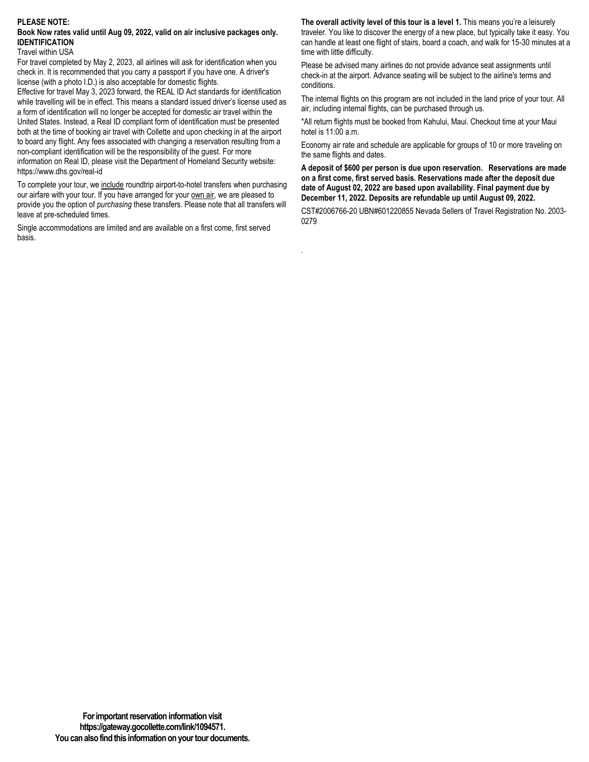**PLEASE NOTE:**

**Book Now rates valid until Aug 09, 2022, valid on air inclusive packages only.**

**IDENTIFICATION**

Travel within USA

For travel completed by May 2, 2023, all airlines will ask for identification when you check in. It is recommended that you carry a passport if you have one. A driver's license (with a photo I.D.) is also acceptable for domestic flights.

Effective for travel May 3, 2023 forward, the REAL ID Act standards for identification while travelling will be in effect. This means a standard issued driver's license used as a form of identification will no longer be accepted for domestic air travel within the United States. Instead, a Real ID compliant form of identification must be presented both at the time of booking air travel with Collette and upon checking in at the airport to board any flight. Any fees associated with changing a reservation resulting from a non-compliant identification will be the responsibility of the guest. For more information on Real ID, please visit the Department of Homeland Security website: https://www.dhs.gov/real-id

To complete your tour, we include roundtrip airport-to-hotel transfers when purchasing our airfare with your tour. If you have arranged for your own air, we are pleased to provide you the option of *purchasing* these transfers. Please note that all transfers will leave at pre-scheduled times.

Single accommodations are limited and are available on a first come, first served basis.

**The overall activity level of this tour is a level 1.** This means you're a leisurely traveler. You like to discover the energy of a new place, but typically take it easy. You can handle at least one flight of stairs, board a coach, and walk for 15-30 minutes at a time with little difficulty.

Please be advised many airlines do not provide advance seat assignments until check-in at the airport. Advance seating will be subject to the airline's terms and conditions.

The internal flights on this program are not included in the land price of your tour. All air, including internal flights, can be purchased through us.

*All return flights must be booked from Kahului, Maui. Checkout time at your Maui hotel is 11:00 a.m.

Economy air rate and schedule are applicable for groups of 10 or more traveling on the same flights and dates.

**A deposit of $600 per person is due upon reservation. Reservations are made on a first come, first served basis. Reservations made after the deposit due date of August 02, 2022 are based upon availability. Final payment due by December 11, 2022. Deposits are refundable up until August 09, 2022.**

CST#2006766-20 UBN#601220855 Nevada Sellers of Travel Registration No. 2003-0279

**For important reservation information visit https://gateway.gocollette.com/link/1094571. You can also find this information on your tour documents.**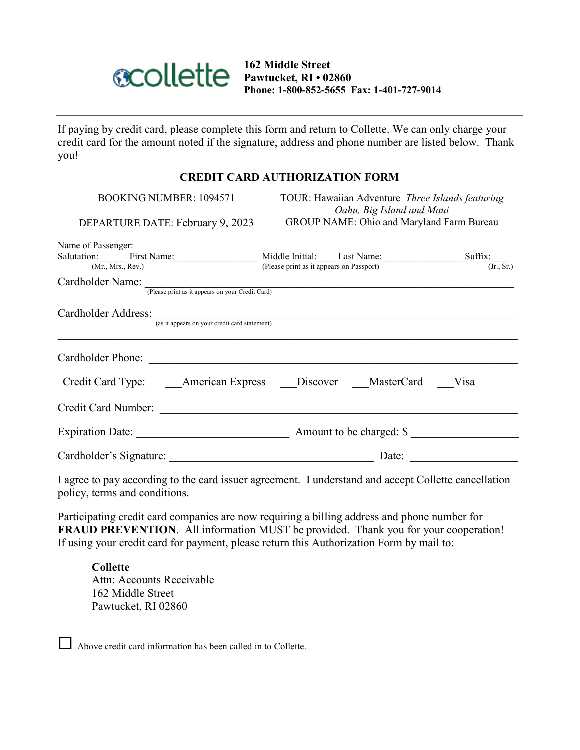collette

**162 Middle Street**
**Pawtucket, RI • 02860**
**Phone: 1-800-852-5655 Fax: 1-401-727-9014**

---

If paying by credit card, please complete this form and return to Collette. We can only charge your credit card for the amount noted if the signature, address and phone number are listed below. Thank you!

## CREDIT CARD AUTHORIZATION FORM

BOOKING NUMBER: 1094571

TOUR: Hawaiian Adventure *Three Islands featuring Oahu, Big Island and Maui*

DEPARTURE DATE: February 9, 2023

GROUP NAME: Ohio and Maryland Farm Bureau

Name of Passenger:
Salutation:______ First Name:_________________ Middle Initial:____ Last Name:________________ Suffix:____
(Mr., Mrs., Rev.) (Please print as it appears on Passport) (Jr., Sr.)

Cardholder Name: ___________________________________________________________________________
(Please print as it appears on your Credit Card)

Cardholder Address: _________________________________________________________________________
(as it appears on your credit card statement)

_____________________________________________________________________________________________

Cardholder Phone: ___________________________________________________________________________

Credit Card Type: ___American Express ___Discover ___MasterCard ___Visa

Credit Card Number: _________________________________________________________________________

Expiration Date: ___________________________ Amount to be charged: $ ___________________

Cardholder's Signature: ____________________________________ Date: ___________________

I agree to pay according to the card issuer agreement. I understand and accept Collette cancellation policy, terms and conditions.

Participating credit card companies are now requiring a billing address and phone number for **FRAUD PREVENTION**. All information MUST be provided. Thank you for your cooperation! If using your credit card for payment, please return this Authorization Form by mail to:

**Collette**
Attn: Accounts Receivable
162 Middle Street
Pawtucket, RI 02860

☐ Above credit card information has been called in to Collette.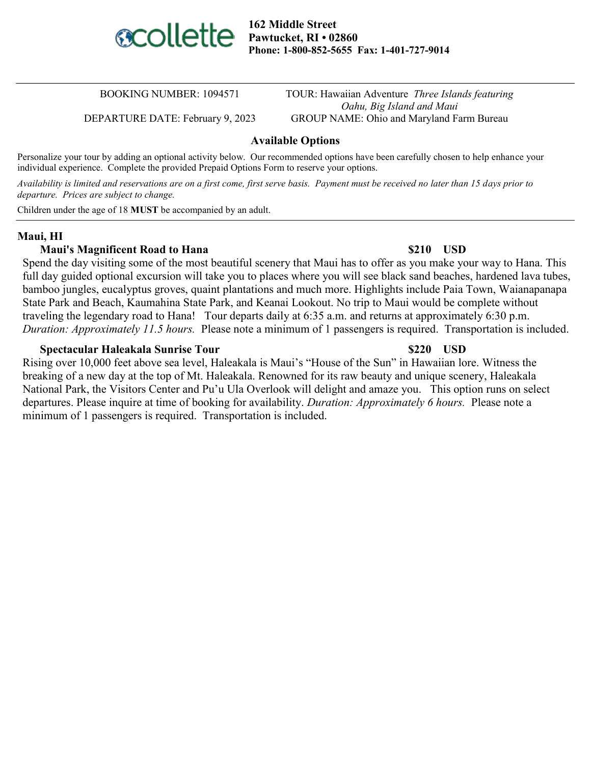collette

**162 Middle Street**
**Pawtucket, RI • 02860**
**Phone: 1-800-852-5655 Fax: 1-401-727-9014**

BOOKING NUMBER: 1094571
TOUR: Hawaiian Adventure *Three Islands featuring Oahu, Big Island and Maui*

DEPARTURE DATE: February 9, 2023
GROUP NAME: Ohio and Maryland Farm Bureau

## Available Options

Personalize your tour by adding an optional activity below. Our recommended options have been carefully chosen to help enhance your individual experience. Complete the provided Prepaid Options Form to reserve your options.

*Availability is limited and reservations are on a first come, first serve basis. Payment must be received no later than 15 days prior to departure. Prices are subject to change.*

Children under the age of 18 **MUST** be accompanied by an adult.

---

### Maui, HI

**Maui's Magnificent Road to Hana** **$210 USD**

Spend the day visiting some of the most beautiful scenery that Maui has to offer as you make your way to Hana. This full day guided optional excursion will take you to places where you will see black sand beaches, hardened lava tubes, bamboo jungles, eucalyptus groves, quaint plantations and much more. Highlights include Paia Town, Waianapanapa State Park and Beach, Kaumahina State Park, and Keanai Lookout. No trip to Maui would be complete without traveling the legendary road to Hana! Tour departs daily at 6:35 a.m. and returns at approximately 6:30 p.m. *Duration: Approximately 11.5 hours.* Please note a minimum of 1 passengers is required. Transportation is included.

**Spectacular Haleakala Sunrise Tour** **$220 USD**

Rising over 10,000 feet above sea level, Haleakala is Maui's "House of the Sun" in Hawaiian lore. Witness the breaking of a new day at the top of Mt. Haleakala. Renowned for its raw beauty and unique scenery, Haleakala National Park, the Visitors Center and Pu'u Ula Overlook will delight and amaze you. This option runs on select departures. Please inquire at time of booking for availability. *Duration: Approximately 6 hours.* Please note a minimum of 1 passengers is required. Transportation is included.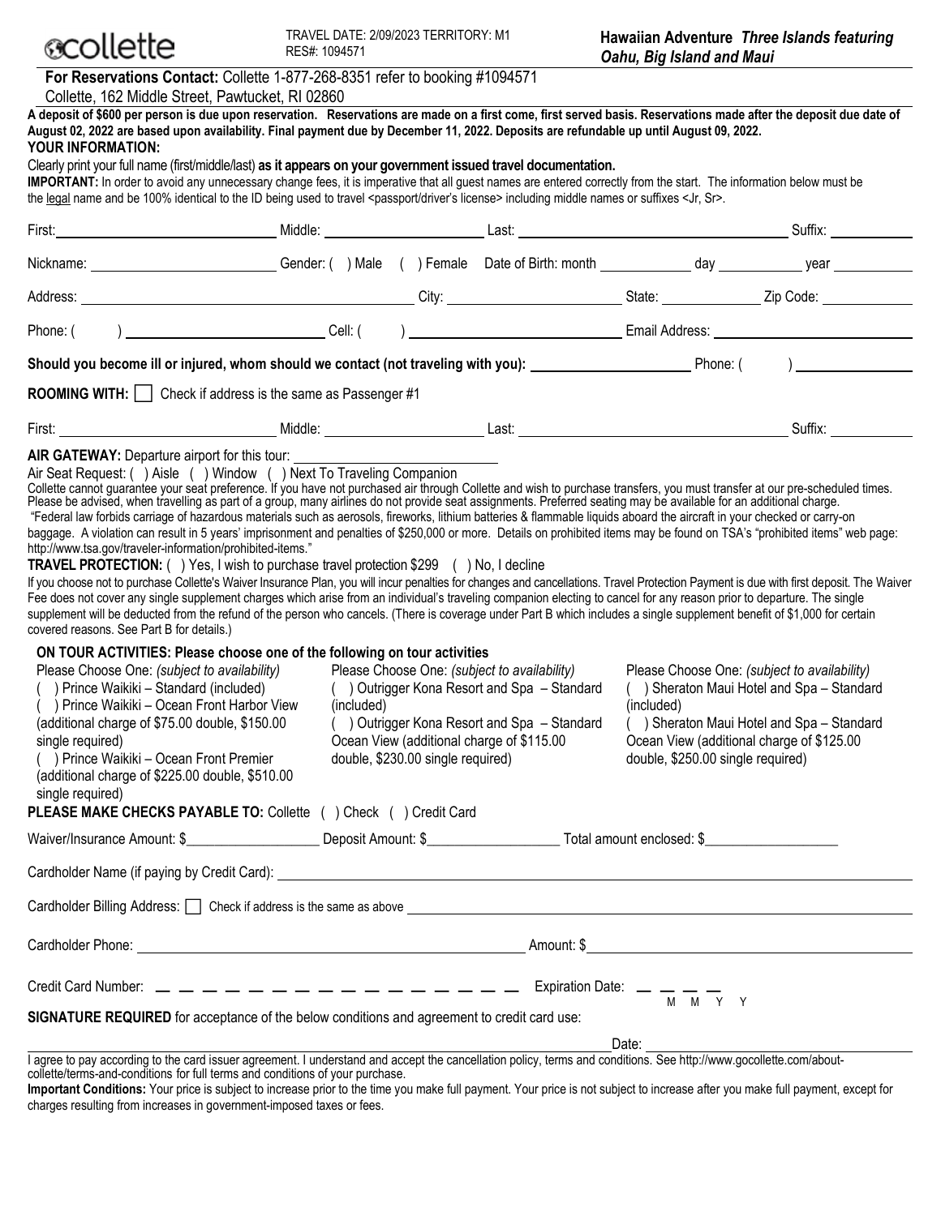collette

TRAVEL DATE: 2/09/2023 TERRITORY: M1
RES#: 1094571

**Hawaiian Adventure** ***Three Islands featuring Oahu, Big Island and Maui***

**For Reservations Contact:** Collette 1-877-268-8351 refer to booking #1094571
Collette, 162 Middle Street, Pawtucket, RI 02860

**A deposit of $600 per person is due upon reservation. Reservations are made on a first come, first served basis. Reservations made after the deposit due date of August 02, 2022 are based upon availability. Final payment due by December 11, 2022. Deposits are refundable up until August 09, 2022.**

**YOUR INFORMATION:**

Clearly print your full name (first/middle/last) **as it appears on your government issued travel documentation.**

**IMPORTANT:** In order to avoid any unnecessary change fees, it is imperative that all guest names are entered correctly from the start. The information below must be the legal name and be 100% identical to the ID being used to travel <passport/driver's license> including middle names or suffixes <Jr, Sr>.

First: ______________ Middle: ______________ Last: ______________ Suffix: ______________

Nickname: ______________ Gender: ( ) Male ( ) Female Date of Birth: month ________ day ________ year ________

Address: ______________ City: ______________ State: ________ Zip Code: ________

Phone: ( ) ______________ Cell: ( ) ______________ Email Address: ______________

**Should you become ill or injured, whom should we contact (not traveling with you):** ______________ Phone: ( ) ______________

**ROOMING WITH:** ☐ Check if address is the same as Passenger #1

First: ______________ Middle: ______________ Last: ______________ Suffix: ______________

**AIR GATEWAY:** Departure airport for this tour: ______________

Air Seat Request: ( ) Aisle ( ) Window ( ) Next To Traveling Companion

Collette cannot guarantee your seat preference. If you have not purchased air through Collette and wish to purchase transfers, you must transfer at our pre-scheduled times. Please be advised, when travelling as part of a group, many airlines do not provide seat assignments. Preferred seating may be available for an additional charge.

"Federal law forbids carriage of hazardous materials such as aerosols, fireworks, lithium batteries & flammable liquids aboard the aircraft in your checked or carry-on baggage. A violation can result in 5 years' imprisonment and penalties of $250,000 or more. Details on prohibited items may be found on TSA's "prohibited items" web page: http://www.tsa.gov/traveler-information/prohibited-items."

**TRAVEL PROTECTION:** ( ) Yes, I wish to purchase travel protection $299 ( ) No, I decline

If you choose not to purchase Collette's Waiver Insurance Plan, you will incur penalties for changes and cancellations. Travel Protection Payment is due with first deposit. The Waiver Fee does not cover any single supplement charges which arise from an individual's traveling companion electing to cancel for any reason prior to departure. The single supplement will be deducted from the refund of the person who cancels. (There is coverage under Part B which includes a single supplement benefit of $1,000 for certain covered reasons. See Part B for details.)

**ON TOUR ACTIVITIES: Please choose one of the following on tour activities**

Please Choose One: *(subject to availability)*
( ) Prince Waikiki – Standard (included)
( ) Prince Waikiki – Ocean Front Harbor View (additional charge of $75.00 double, $150.00 single required)
( ) Prince Waikiki – Ocean Front Premier (additional charge of $225.00 double, $510.00 single required)

Please Choose One: *(subject to availability)*
( ) Outrigger Kona Resort and Spa – Standard (included)
( ) Outrigger Kona Resort and Spa – Standard Ocean View (additional charge of $115.00 double, $230.00 single required)

Please Choose One: *(subject to availability)*
( ) Sheraton Maui Hotel and Spa – Standard (included)
( ) Sheraton Maui Hotel and Spa – Standard Ocean View (additional charge of $125.00 double, $250.00 single required)

**PLEASE MAKE CHECKS PAYABLE TO:** Collette ( ) Check ( ) Credit Card

Waiver/Insurance Amount: $__________ Deposit Amount: $__________ Total amount enclosed: $__________

Cardholder Name (if paying by Credit Card): ______________

Cardholder Billing Address: ☐ Check if address is the same as above ______________

Cardholder Phone: ______________ Amount: $______________

Credit Card Number: _ _ _ _ _ _ _ _ _ _ _ _ _ _ _ _ Expiration Date: _ _ _ _ (M M Y Y)

**SIGNATURE REQUIRED** for acceptance of the below conditions and agreement to credit card use:

______________ Date: ______________

I agree to pay according to the card issuer agreement. I understand and accept the cancellation policy, terms and conditions. See http://www.gocollette.com/about-collette/terms-and-conditions for full terms and conditions of your purchase.

**Important Conditions:** Your price is subject to increase prior to the time you make full payment. Your price is not subject to increase after you make full payment, except for charges resulting from increases in government-imposed taxes or fees.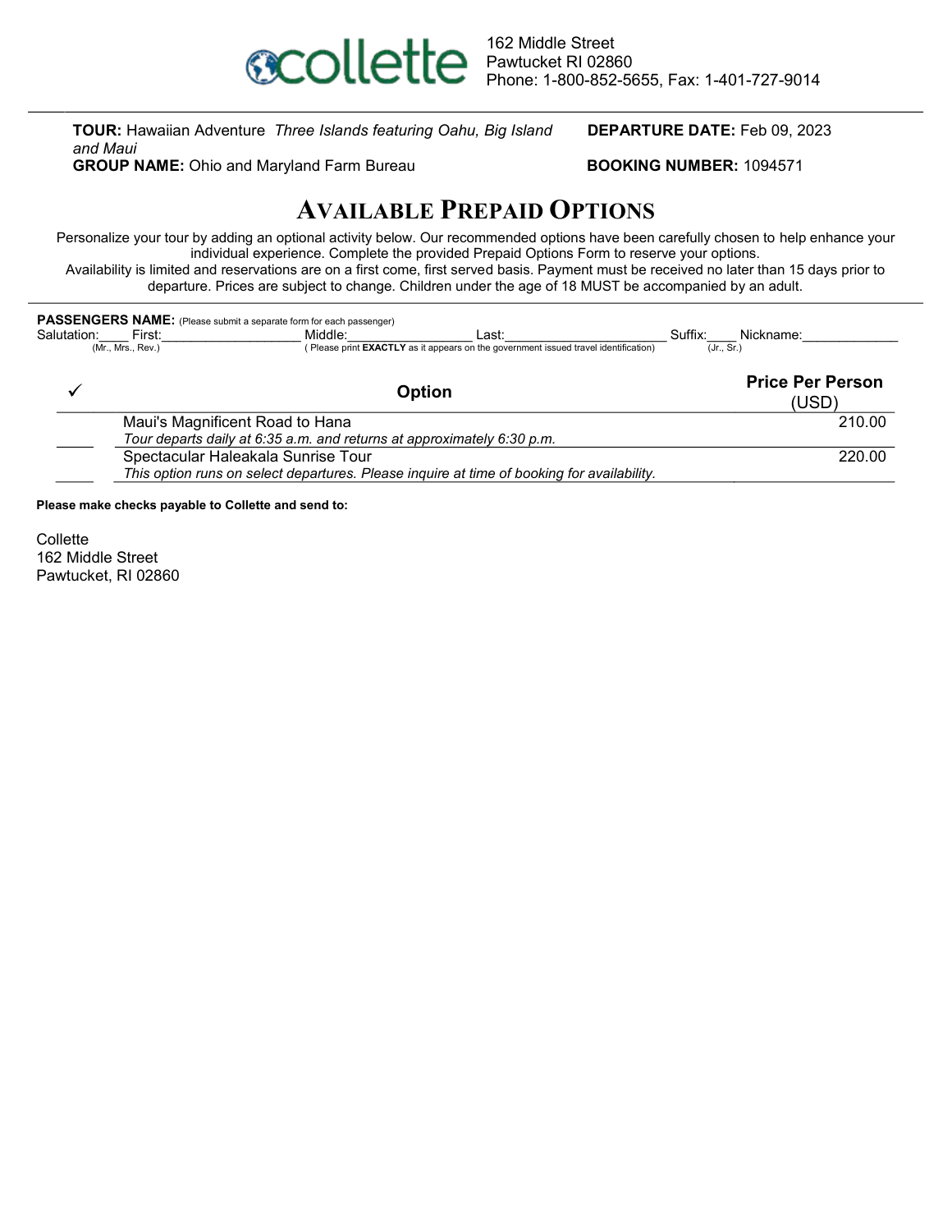collette

162 Middle Street
Pawtucket RI 02860
Phone: 1-800-852-5655, Fax: 1-401-727-9014

**TOUR:** Hawaiian Adventure *Three Islands featuring Oahu, Big Island and Maui*
**GROUP NAME:** Ohio and Maryland Farm Bureau

**DEPARTURE DATE:** Feb 09, 2023
**BOOKING NUMBER:** 1094571

# AVAILABLE PREPAID OPTIONS

Personalize your tour by adding an optional activity below. Our recommended options have been carefully chosen to help enhance your individual experience. Complete the provided Prepaid Options Form to reserve your options.
Availability is limited and reservations are on a first come, first served basis. Payment must be received no later than 15 days prior to departure. Prices are subject to change. Children under the age of 18 MUST be accompanied by an adult.

**PASSENGERS NAME:** (Please submit a separate form for each passenger)
Salutation:____ First:___________________ Middle:_________________ Last:______________________ Suffix:____ Nickname:_____________
(Mr., Mrs., Rev.) ( Please print **EXACTLY** as it appears on the government issued travel identification) (Jr., Sr.)

| ✓ | Option | Price Per Person (USD) |
|---|---|---|
| _____ | Maui's Magnificent Road to Hana<br>*Tour departs daily at 6:35 a.m. and returns at approximately 6:30 p.m.* | 210.00 |
| _____ | Spectacular Haleakala Sunrise Tour<br>*This option runs on select departures. Please inquire at time of booking for availability.* | 220.00 |

**Please make checks payable to Collette and send to:**

Collette
162 Middle Street
Pawtucket, RI 02860